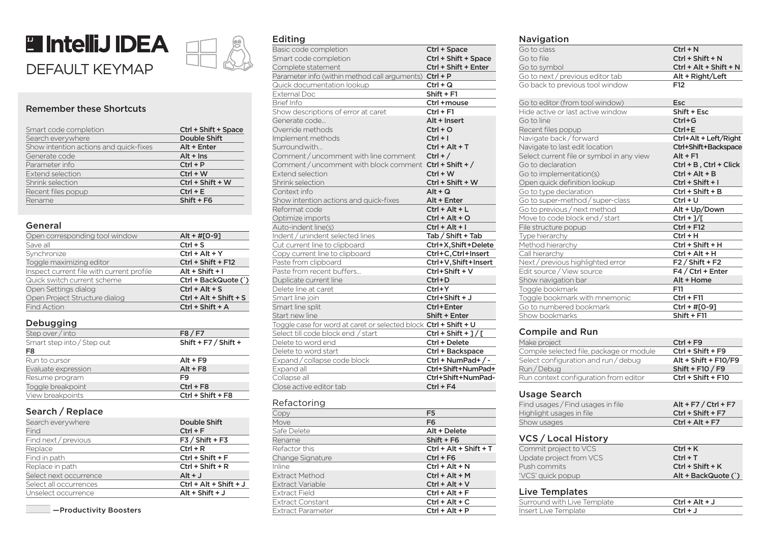# IntelliJ IDEA

## DEFAULT KEYMAP

### Remember these Shortcuts

| | |
|---|---|
| Smart code completion | Ctrl + Shift + Space |
| Search everywhere | Double Shift |
| Show intention actions and quick-fixes | Alt + Enter |
| Generate code | Alt + Ins |
| Parameter info | Ctrl + P |
| Extend selection | Ctrl + W |
| Shrink selection | Ctrl + Shift + W |
| Recent files popup | Ctrl + E |
| Rename | Shift + F6 |

### General

| | |
|---|---|
| Open corresponding tool window | Alt + #[0-9] |
| Save all | Ctrl + S |
| Synchronize | Ctrl + Alt + Y |
| Toggle maximizing editor | Ctrl + Shift + F12 |
| Inspect current file with current profile | Alt + Shift + I |
| Quick switch current scheme | Ctrl + BackQuote (`) |
| Open Settings dialog | Ctrl + Alt + S |
| Open Project Structure dialog | Ctrl + Alt + Shift + S |
| Find Action | Ctrl + Shift + A |

### Debugging

| | |
|---|---|
| Step over / into | F8 / F7 |
| Smart step into / Step out | Shift + F7 / Shift + F8 |
| Run to cursor | Alt + F9 |
| Evaluate expression | Alt + F8 |
| Resume program | F9 |
| Toggle breakpoint | Ctrl + F8 |
| View breakpoints | Ctrl + Shift + F8 |

### Search / Replace

| | |
|---|---|
| Search everywhere | Double Shift |
| Find | Ctrl + F |
| Find next / previous | F3 / Shift + F3 |
| Replace | Ctrl + R |
| Find in path | Ctrl + Shift + F |
| Replace in path | Ctrl + Shift + R |
| Select next occurrence | Alt + J |
| Select all occurrences | Ctrl + Alt + Shift + J |
| Unselect occurrence | Alt + Shift + J |

—Productivity Boosters

### Editing

| | |
|---|---|
| Basic code completion | Ctrl + Space |
| Smart code completion | Ctrl + Shift + Space |
| Complete statement | Ctrl + Shift + Enter |
| Parameter info (within method call arguments) | Ctrl + P |
| Quick documentation lookup | Ctrl + Q |
| External Doc | Shift + F1 |
| Brief Info | Ctrl +mouse |
| Show descriptions of error at caret | Ctrl + F1 |
| Generate code... | Alt + Insert |
| Override methods | Ctrl + O |
| Implement methods | Ctrl + I |
| Surround with... | Ctrl + Alt + T |
| Comment / uncomment with line comment | Ctrl + / |
| Comment / uncomment with block comment | Ctrl + Shift + / |
| Extend selection | Ctrl + W |
| Shrink selection | Ctrl + Shift + W |
| Context info | Alt + Q |
| Show intention actions and quick-fixes | Alt + Enter |
| Reformat code | Ctrl + Alt + L |
| Optimize imports | Ctrl + Alt + O |
| Auto-indent line(s) | Ctrl + Alt + I |
| Indent / unindent selected lines | Tab / Shift + Tab |
| Cut current line to clipboard | Ctrl+X,Shift+Delete |
| Copy current line to clipboard | Ctrl+C,Ctrl+Insert |
| Paste from clipboard | Ctrl+V,Shift+Insert |
| Paste from recent buffers... | Ctrl+Shift + V |
| Duplicate current line | Ctrl+D |
| Delete line at caret | Ctrl+Y |
| Smart line join | Ctrl+Shift + J |
| Smart line split | Ctrl+Enter |
| Start new line | Shift + Enter |
| Toggle case for word at caret or selected block | Ctrl + Shift + U |
| Select till code block end / start | Ctrl + Shift + ] / [ |
| Delete to word end | Ctrl + Delete |
| Delete to word start | Ctrl + Backspace |
| Expand / collapse code block | Ctrl + NumPad+ / - |
| Expand all | Ctrl+Shift+NumPad+ |
| Collapse all | Ctrl+Shift+NumPad- |
| Close active editor tab | Ctrl + F4 |

### Refactoring

| | |
|---|---|
| Copy | F5 |
| Move | F6 |
| Safe Delete | Alt + Delete |
| Rename | Shift + F6 |
| Refactor this | Ctrl + Alt + Shift + T |
| Change Signature | Ctrl + F6 |
| Inline | Ctrl + Alt + N |
| Extract Method | Ctrl + Alt + M |
| Extract Variable | Ctrl + Alt + V |
| Extract Field | Ctrl + Alt + F |
| Extract Constant | Ctrl + Alt + C |
| Extract Parameter | Ctrl + Alt + P |

### Navigation

| | |
|---|---|
| Go to class | Ctrl + N |
| Go to file | Ctrl + Shift + N |
| Go to symbol | Ctrl + Alt + Shift + N |
| Go to next / previous editor tab | Alt + Right/Left |
| Go back to previous tool window | F12 |
| Go to editor (from tool window) | Esc |
| Hide active or last active window | Shift + Esc |
| Go to line | Ctrl+G |
| Recent files popup | Ctrl+E |
| Navigate back / forward | Ctrl+Alt + Left/Right |
| Navigate to last edit location | Ctrl+Shift+Backspace |
| Select current file or symbol in any view | Alt + F1 |
| Go to declaration | Ctrl + B , Ctrl + Click |
| Go to implementation(s) | Ctrl + Alt + B |
| Open quick definition lookup | Ctrl + Shift + I |
| Go to type declaration | Ctrl + Shift + B |
| Go to super-method / super-class | Ctrl + U |
| Go to previous / next method | Alt + Up/Down |
| Move to code block end / start | Ctrl + ]/[ |
| File structure popup | Ctrl + F12 |
| Type hierarchy | Ctrl + H |
| Method hierarchy | Ctrl + Shift + H |
| Call hierarchy | Ctrl + Alt + H |
| Next / previous highlighted error | F2 / Shift + F2 |
| Edit source / View source | F4 / Ctrl + Enter |
| Show navigation bar | Alt + Home |
| Toggle bookmark | F11 |
| Toggle bookmark with mnemonic | Ctrl + F11 |
| Go to numbered bookmark | Ctrl + #[0-9] |
| Show bookmarks | Shift + F11 |

### Compile and Run

| | |
|---|---|
| Make project | Ctrl + F9 |
| Compile selected file, package or module | Ctrl + Shift + F9 |
| Select configuration and run / debug | Alt + Shift + F10/F9 |
| Run / Debug | Shift + F10 / F9 |
| Run context configuration from editor | Ctrl + Shift + F10 |

### Usage Search

| | |
|---|---|
| Find usages / Find usages in file | Alt + F7 / Ctrl + F7 |
| Highlight usages in file | Ctrl + Shift + F7 |
| Show usages | Ctrl + Alt + F7 |

### VCS / Local History

| | |
|---|---|
| Commit project to VCS | Ctrl + K |
| Update project from VCS | Ctrl + T |
| Push commits | Ctrl + Shift + K |
| 'VCS' quick popup | Alt + BackQuote (`) |

### Live Templates

| | |
|---|---|
| Surround with Live Template | Ctrl + Alt + J |
| Insert Live Template | Ctrl + J |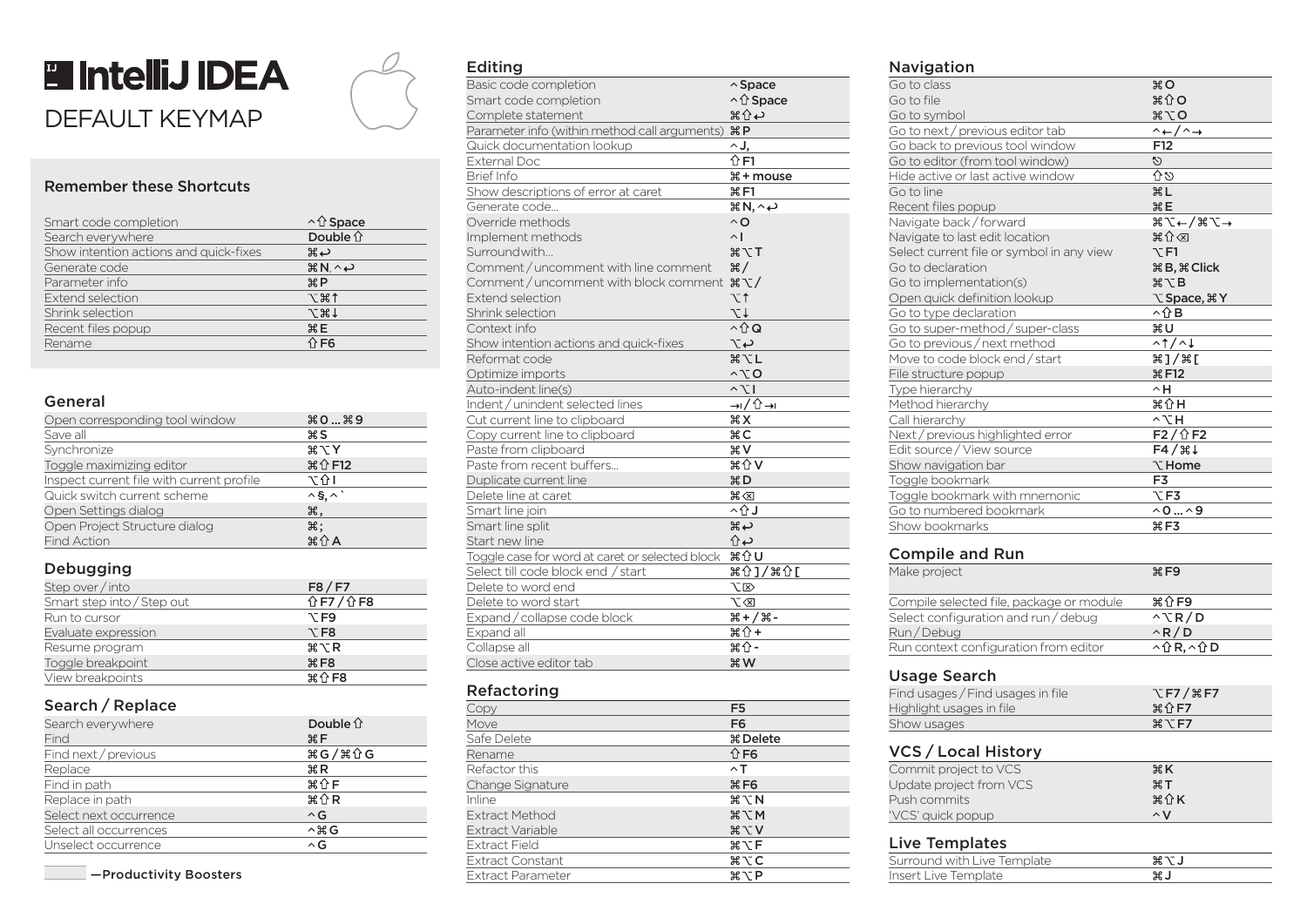# IntelliJ IDEA

DEFAULT KEYMAP

## Remember these Shortcuts

| | |
|---|---|
| Smart code completion | ^⇧ Space |
| Search everywhere | Double ⇧ |
| Show intention actions and quick-fixes | ⌘↩ |
| Generate code | ⌘N, ^↩ |
| Parameter info | ⌘P |
| Extend selection | ⌥⌘↑ |
| Shrink selection | ⌥⌘↓ |
| Recent files popup | ⌘E |
| Rename | ⇧F6 |

## General

| | |
|---|---|
| Open corresponding tool window | ⌘0 ... ⌘9 |
| Save all | ⌘S |
| Synchronize | ⌘⌥Y |
| Toggle maximizing editor | ⌘⇧F12 |
| Inspect current file with current profile | ⌥⇧I |
| Quick switch current scheme | ^§, ^` |
| Open Settings dialog | ⌘, |
| Open Project Structure dialog | ⌘; |
| Find Action | ⌘⇧A |

## Debugging

| | |
|---|---|
| Step over / into | F8 / F7 |
| Smart step into / Step out | ⇧F7 / ⇧F8 |
| Run to cursor | ⌥F9 |
| Evaluate expression | ⌥F8 |
| Resume program | ⌘⌥R |
| Toggle breakpoint | ⌘F8 |
| View breakpoints | ⌘⇧F8 |

## Search / Replace

| | |
|---|---|
| Search everywhere | Double ⇧ |
| Find | ⌘F |
| Find next / previous | ⌘G / ⌘⇧G |
| Replace | ⌘R |
| Find in path | ⌘⇧F |
| Replace in path | ⌘⇧R |
| Select next occurrence | ^G |
| Select all occurrences | ^⌘G |
| Unselect occurrence | ^G |

—Productivity Boosters

## Editing

| | |
|---|---|
| Basic code completion | ^Space |
| Smart code completion | ^⇧Space |
| Complete statement | ⌘⇧↩ |
| Parameter info (within method call arguments) | ⌘P |
| Quick documentation lookup | ^J, |
| External Doc | ⇧F1 |
| Brief Info | ⌘+ mouse |
| Show descriptions of error at caret | ⌘F1 |
| Generate code... | ⌘N, ^↩ |
| Override methods | ^O |
| Implement methods | ^I |
| Surround with... | ⌘⌥T |
| Comment / uncomment with line comment | ⌘/ |
| Comment / uncomment with block comment | ⌘⌥/ |
| Extend selection | ⌥↑ |
| Shrink selection | ⌥↓ |
| Context info | ^⇧Q |
| Show intention actions and quick-fixes | ⌥↩ |
| Reformat code | ⌘⌥L |
| Optimize imports | ^⌥O |
| Auto-indent line(s) | ^⌥I |
| Indent / unindent selected lines | ⇥ / ⇧⇥ |
| Cut current line to clipboard | ⌘X |
| Copy current line to clipboard | ⌘C |
| Paste from clipboard | ⌘V |
| Paste from recent buffers... | ⌘⇧V |
| Duplicate current line | ⌘D |
| Delete line at caret | ⌘⌫ |
| Smart line join | ^⇧J |
| Smart line split | ⌘↩ |
| Start new line | ⇧↩ |
| Toggle case for word at caret or selected block | ⌘⇧U |
| Select till code block end / start | ⌘⇧] / ⌘⇧[ |
| Delete to word end | ⌥⌦ |
| Delete to word start | ⌥⌫ |
| Expand / collapse code block | ⌘+ / ⌘- |
| Expand all | ⌘⇧+ |
| Collapse all | ⌘⇧- |
| Close active editor tab | ⌘W |

## Refactoring

| | |
|---|---|
| Copy | F5 |
| Move | F6 |
| Safe Delete | ⌘Delete |
| Rename | ⇧F6 |
| Refactor this | ^T |
| Change Signature | ⌘F6 |
| Inline | ⌘⌥N |
| Extract Method | ⌘⌥M |
| Extract Variable | ⌘⌥V |
| Extract Field | ⌘⌥F |
| Extract Constant | ⌘⌥C |
| Extract Parameter | ⌘⌥P |

## Navigation

| | |
|---|---|
| Go to class | ⌘O |
| Go to file | ⌘⇧O |
| Go to symbol | ⌘⌥O |
| Go to next / previous editor tab | ^← / ^→ |
| Go back to previous tool window | F12 |
| Go to editor (from tool window) | ⎋ |
| Hide active or last active window | ⇧⎋ |
| Go to line | ⌘L |
| Recent files popup | ⌘E |
| Navigate back / forward | ⌘⌥← / ⌘⌥→ |
| Navigate to last edit location | ⌘⇧⌫ |
| Select current file or symbol in any view | ⌥F1 |
| Go to declaration | ⌘B, ⌘Click |
| Go to implementation(s) | ⌘⌥B |
| Open quick definition lookup | ⌥Space, ⌘Y |
| Go to type declaration | ^⇧B |
| Go to super-method / super-class | ⌘U |
| Go to previous / next method | ^↑ / ^↓ |
| Move to code block end / start | ⌘] / ⌘[ |
| File structure popup | ⌘F12 |
| Type hierarchy | ^H |
| Method hierarchy | ⌘⇧H |
| Call hierarchy | ^⌥H |
| Next / previous highlighted error | F2 / ⇧F2 |
| Edit source / View source | F4 / ⌘↓ |
| Show navigation bar | ⌥Home |
| Toggle bookmark | F3 |
| Toggle bookmark with mnemonic | ⌥F3 |
| Go to numbered bookmark | ^0 ... ^9 |
| Show bookmarks | ⌘F3 |

## Compile and Run

| | |
|---|---|
| Make project | ⌘F9 |
| Compile selected file, package or module | ⌘⇧F9 |
| Select configuration and run / debug | ^⌥R / D |
| Run / Debug | ^R / D |
| Run context configuration from editor | ^⇧R, ^⇧D |

## Usage Search

| | |
|---|---|
| Find usages / Find usages in file | ⌥F7 / ⌘F7 |
| Highlight usages in file | ⌘⇧F7 |
| Show usages | ⌘⌥F7 |

## VCS / Local History

| | |
|---|---|
| Commit project to VCS | ⌘K |
| Update project from VCS | ⌘T |
| Push commits | ⌘⇧K |
| 'VCS' quick popup | ^V |

## Live Templates

| | |
|---|---|
| Surround with Live Template | ⌘⌥J |
| Insert Live Template | ⌘J |